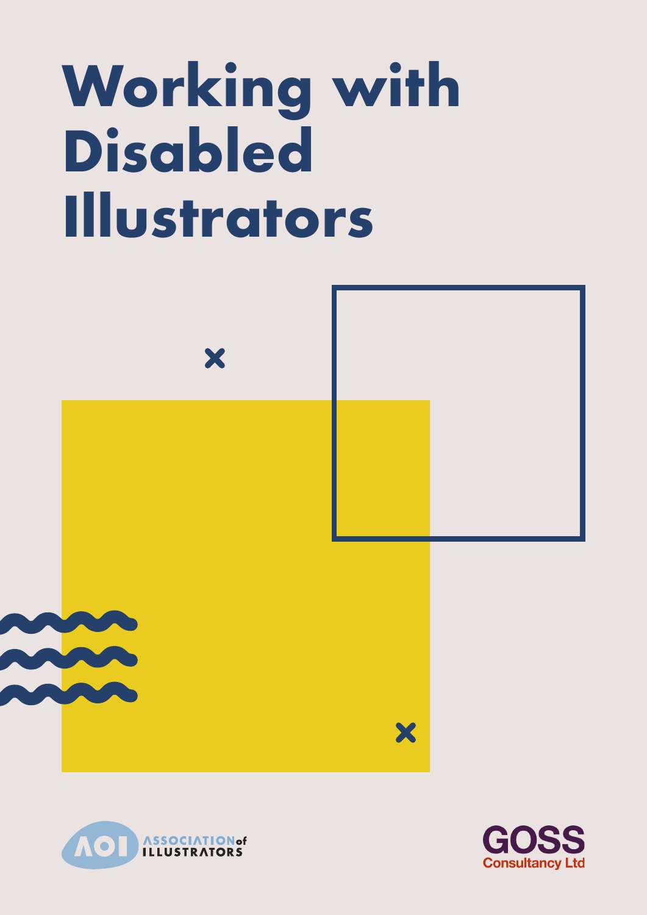# Working with Disabled Illustrators

ASSOCIATION of ILLUSTRATORS

GOSS Consultancy Ltd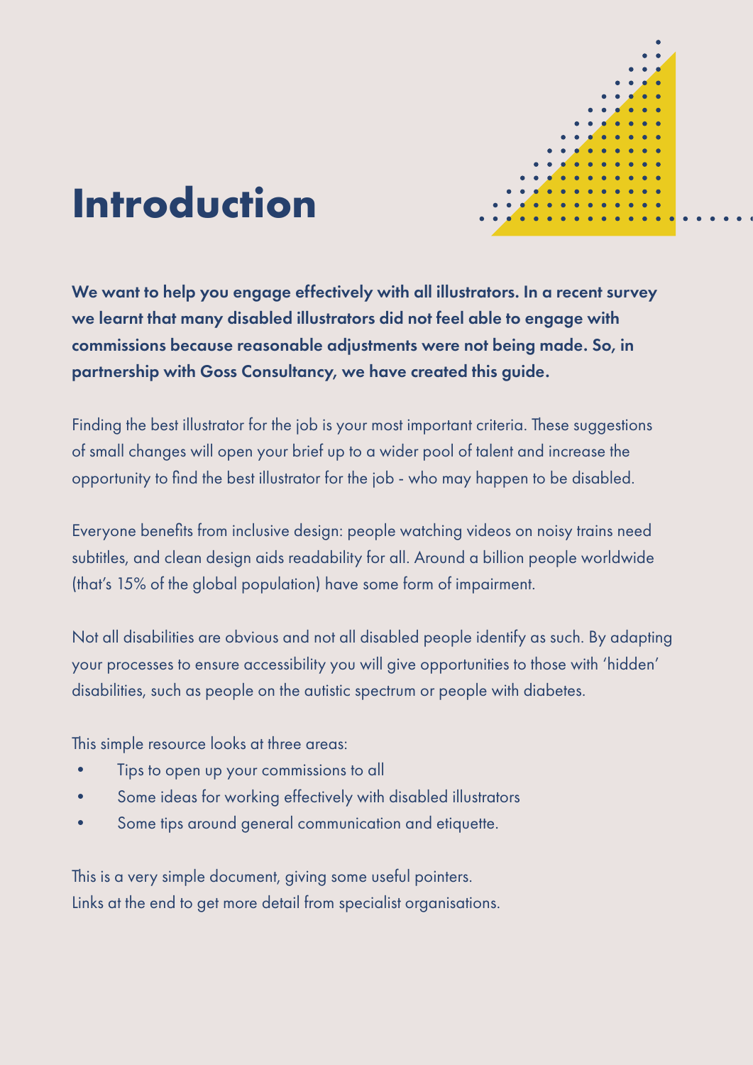# Introduction

**We want to help you engage effectively with all illustrators. In a recent survey we learnt that many disabled illustrators did not feel able to engage with commissions because reasonable adjustments were not being made. So, in partnership with Goss Consultancy, we have created this guide.**

Finding the best illustrator for the job is your most important criteria. These suggestions of small changes will open your brief up to a wider pool of talent and increase the opportunity to find the best illustrator for the job - who may happen to be disabled.

Everyone benefits from inclusive design: people watching videos on noisy trains need subtitles, and clean design aids readability for all. Around a billion people worldwide (that's 15% of the global population) have some form of impairment.

Not all disabilities are obvious and not all disabled people identify as such. By adapting your processes to ensure accessibility you will give opportunities to those with 'hidden' disabilities, such as people on the autistic spectrum or people with diabetes.

This simple resource looks at three areas:

- Tips to open up your commissions to all
- Some ideas for working effectively with disabled illustrators
- Some tips around general communication and etiquette.

This is a very simple document, giving some useful pointers.
Links at the end to get more detail from specialist organisations.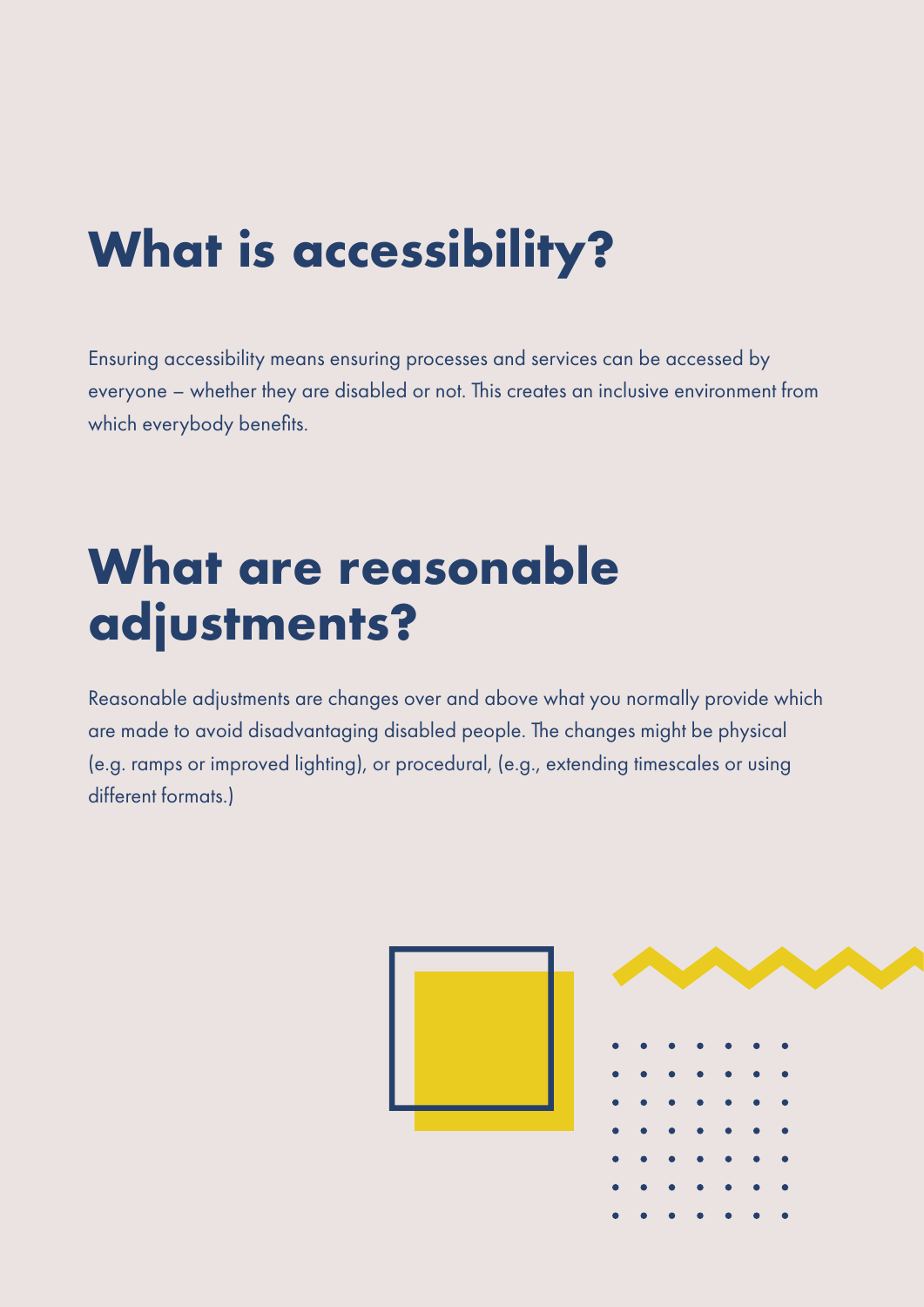# What is accessibility?

Ensuring accessibility means ensuring processes and services can be accessed by everyone – whether they are disabled or not. This creates an inclusive environment from which everybody benefits.

# What are reasonable adjustments?

Reasonable adjustments are changes over and above what you normally provide which are made to avoid disadvantaging disabled people. The changes might be physical (e.g. ramps or improved lighting), or procedural, (e.g., extending timescales or using different formats.)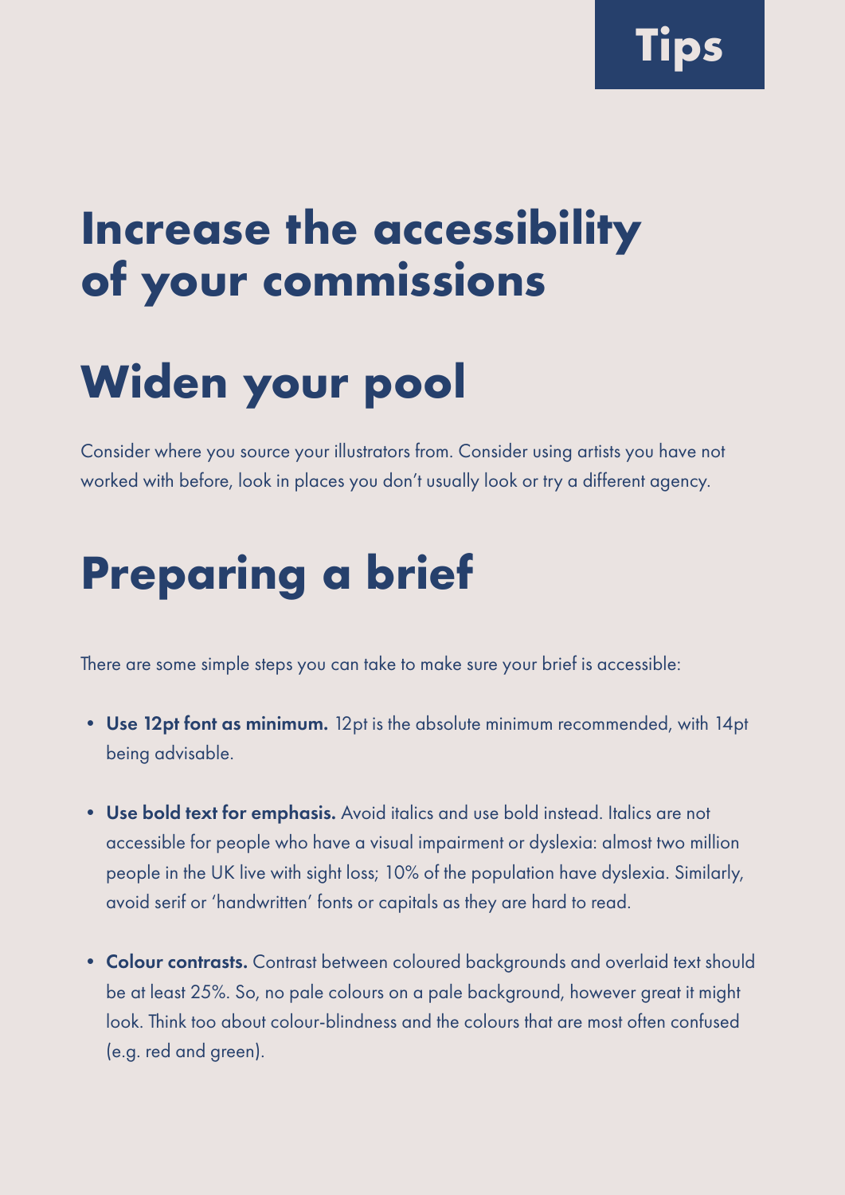Tips

# Increase the accessibility of your commissions

## Widen your pool

Consider where you source your illustrators from. Consider using artists you have not worked with before, look in places you don't usually look or try a different agency.

## Preparing a brief

There are some simple steps you can take to make sure your brief is accessible:

- **Use 12pt font as minimum.** 12pt is the absolute minimum recommended, with 14pt being advisable.
- **Use bold text for emphasis.** Avoid italics and use bold instead. Italics are not accessible for people who have a visual impairment or dyslexia: almost two million people in the UK live with sight loss; 10% of the population have dyslexia. Similarly, avoid serif or 'handwritten' fonts or capitals as they are hard to read.
- **Colour contrasts.** Contrast between coloured backgrounds and overlaid text should be at least 25%. So, no pale colours on a pale background, however great it might look. Think too about colour-blindness and the colours that are most often confused (e.g. red and green).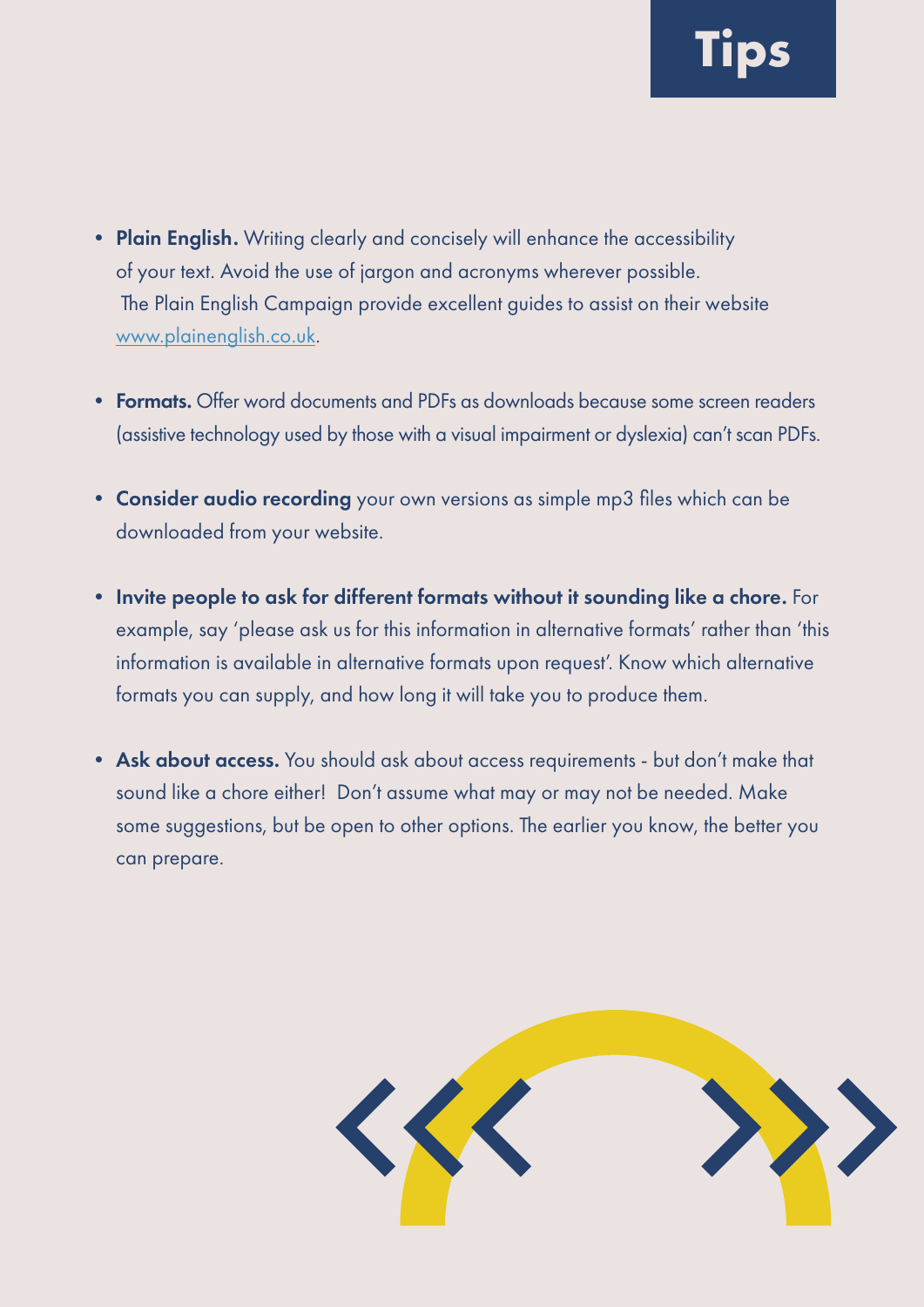# Tips

- **Plain English.** Writing clearly and concisely will enhance the accessibility of your text. Avoid the use of jargon and acronyms wherever possible. The Plain English Campaign provide excellent guides to assist on their website www.plainenglish.co.uk.

- **Formats.** Offer word documents and PDFs as downloads because some screen readers (assistive technology used by those with a visual impairment or dyslexia) can't scan PDFs.

- **Consider audio recording** your own versions as simple mp3 files which can be downloaded from your website.

- **Invite people to ask for different formats without it sounding like a chore.** For example, say 'please ask us for this information in alternative formats' rather than 'this information is available in alternative formats upon request'. Know which alternative formats you can supply, and how long it will take you to produce them.

- **Ask about access.** You should ask about access requirements - but don't make that sound like a chore either! Don't assume what may or may not be needed. Make some suggestions, but be open to other options. The earlier you know, the better you can prepare.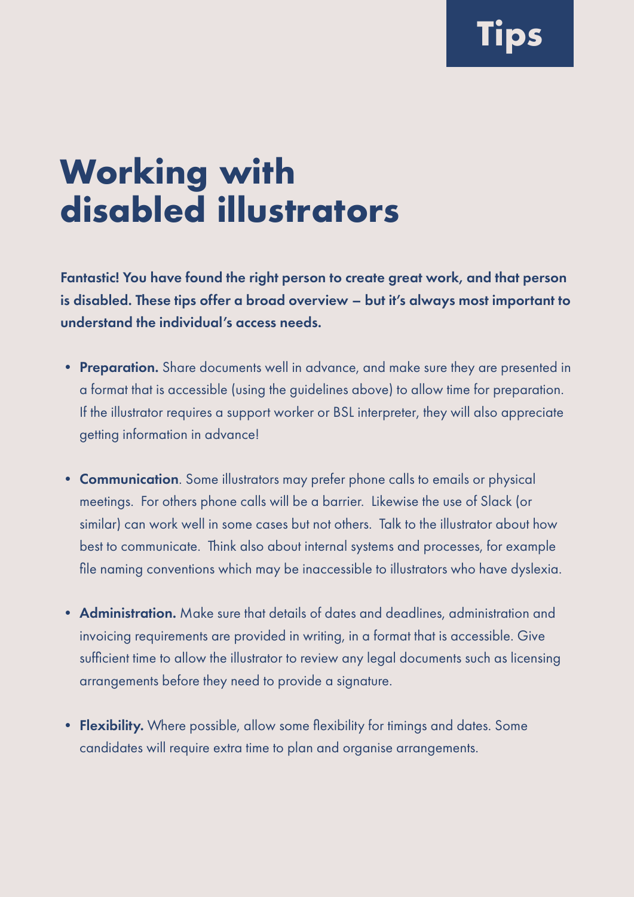Tips

# Working with disabled illustrators

**Fantastic! You have found the right person to create great work, and that person is disabled. These tips offer a broad overview – but it's always most important to understand the individual's access needs.**

- **Preparation.** Share documents well in advance, and make sure they are presented in a format that is accessible (using the guidelines above) to allow time for preparation. If the illustrator requires a support worker or BSL interpreter, they will also appreciate getting information in advance!

- **Communication**. Some illustrators may prefer phone calls to emails or physical meetings. For others phone calls will be a barrier. Likewise the use of Slack (or similar) can work well in some cases but not others. Talk to the illustrator about how best to communicate. Think also about internal systems and processes, for example file naming conventions which may be inaccessible to illustrators who have dyslexia.

- **Administration.** Make sure that details of dates and deadlines, administration and invoicing requirements are provided in writing, in a format that is accessible. Give sufficient time to allow the illustrator to review any legal documents such as licensing arrangements before they need to provide a signature.

- **Flexibility.** Where possible, allow some flexibility for timings and dates. Some candidates will require extra time to plan and organise arrangements.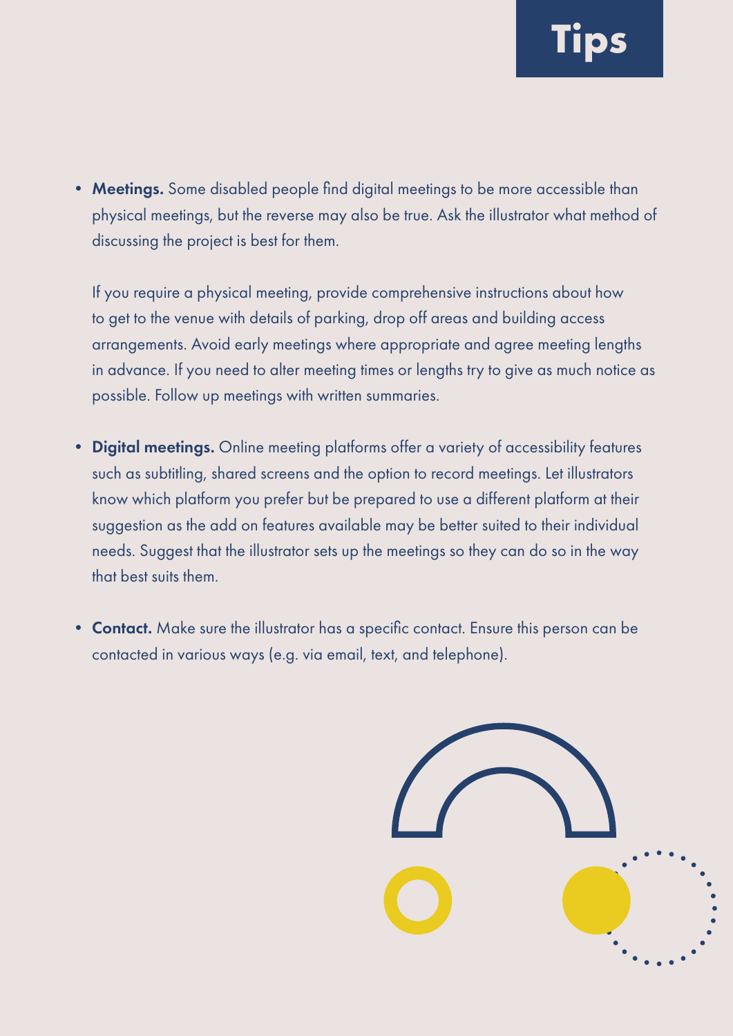# Tips

- **Meetings.** Some disabled people find digital meetings to be more accessible than physical meetings, but the reverse may also be true. Ask the illustrator what method of discussing the project is best for them.

  If you require a physical meeting, provide comprehensive instructions about how to get to the venue with details of parking, drop off areas and building access arrangements. Avoid early meetings where appropriate and agree meeting lengths in advance. If you need to alter meeting times or lengths try to give as much notice as possible. Follow up meetings with written summaries.

- **Digital meetings.** Online meeting platforms offer a variety of accessibility features such as subtitling, shared screens and the option to record meetings. Let illustrators know which platform you prefer but be prepared to use a different platform at their suggestion as the add on features available may be better suited to their individual needs. Suggest that the illustrator sets up the meetings so they can do so in the way that best suits them.

- **Contact.** Make sure the illustrator has a specific contact. Ensure this person can be contacted in various ways (e.g. via email, text, and telephone).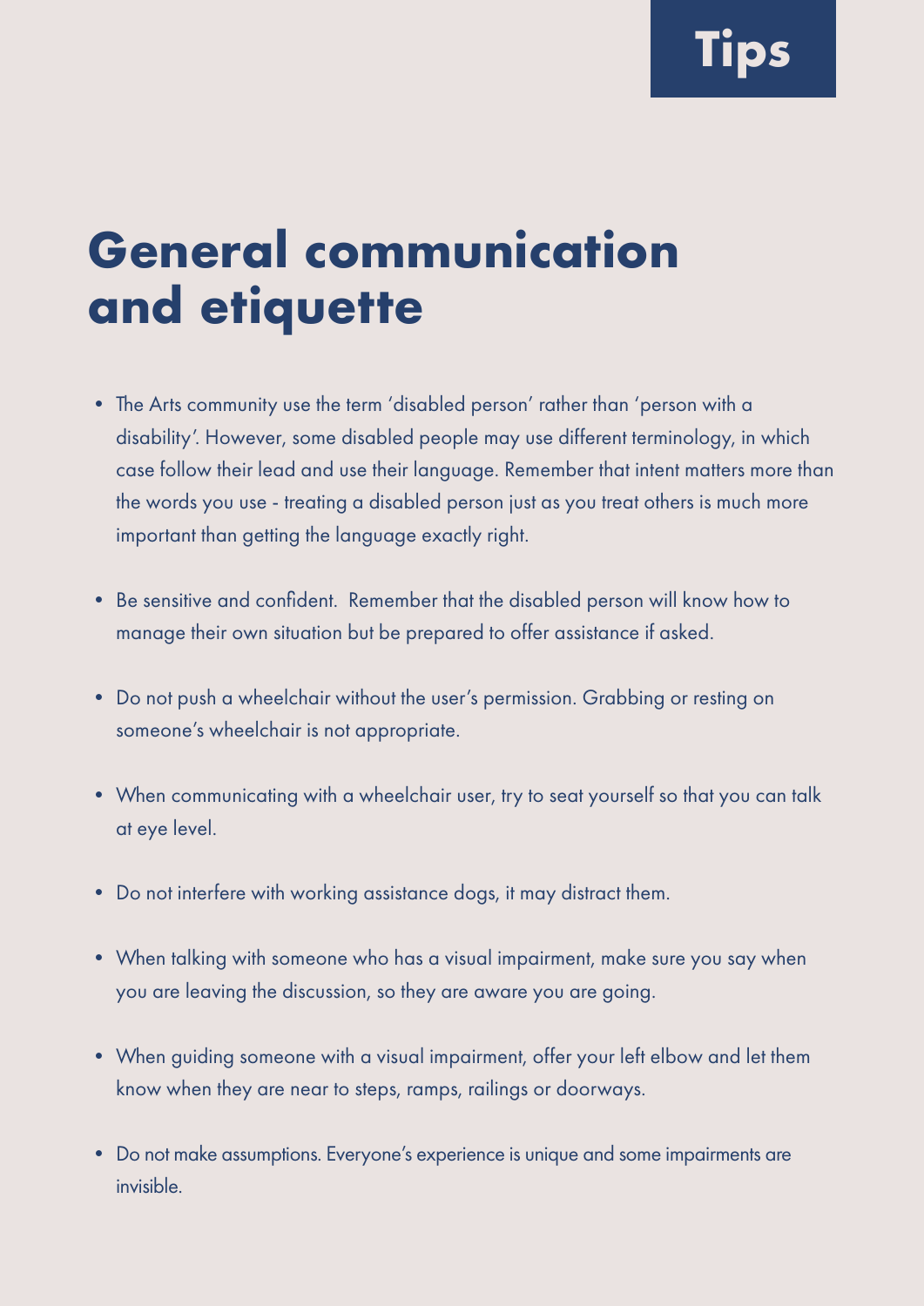Tips

# General communication and etiquette

- The Arts community use the term 'disabled person' rather than 'person with a disability'. However, some disabled people may use different terminology, in which case follow their lead and use their language. Remember that intent matters more than the words you use - treating a disabled person just as you treat others is much more important than getting the language exactly right.

- Be sensitive and confident. Remember that the disabled person will know how to manage their own situation but be prepared to offer assistance if asked.

- Do not push a wheelchair without the user's permission. Grabbing or resting on someone's wheelchair is not appropriate.

- When communicating with a wheelchair user, try to seat yourself so that you can talk at eye level.

- Do not interfere with working assistance dogs, it may distract them.

- When talking with someone who has a visual impairment, make sure you say when you are leaving the discussion, so they are aware you are going.

- When guiding someone with a visual impairment, offer your left elbow and let them know when they are near to steps, ramps, railings or doorways.

- Do not make assumptions. Everyone's experience is unique and some impairments are invisible.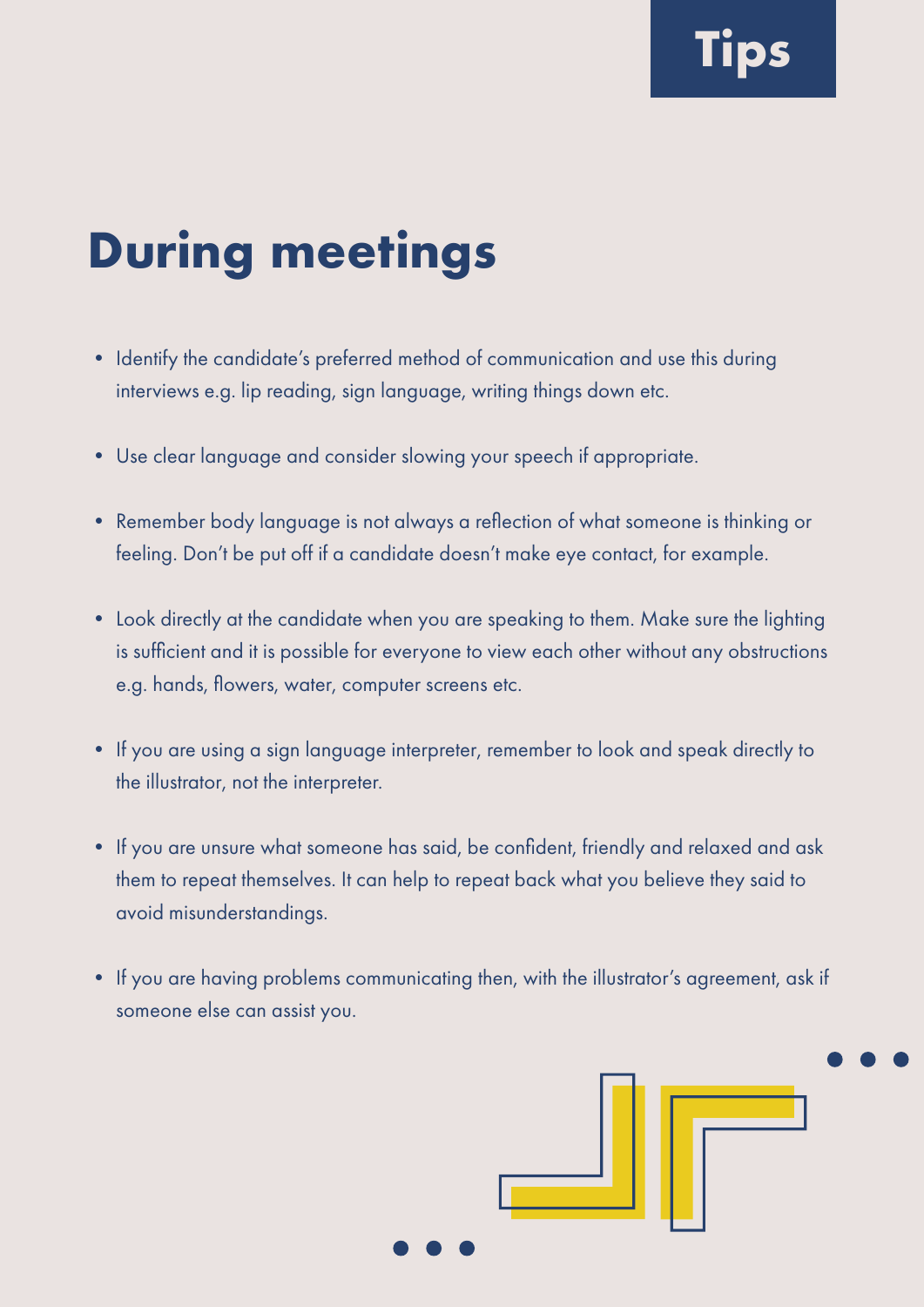Tips

## During meetings

- Identify the candidate's preferred method of communication and use this during interviews e.g. lip reading, sign language, writing things down etc.
- Use clear language and consider slowing your speech if appropriate.
- Remember body language is not always a reflection of what someone is thinking or feeling. Don't be put off if a candidate doesn't make eye contact, for example.
- Look directly at the candidate when you are speaking to them. Make sure the lighting is sufficient and it is possible for everyone to view each other without any obstructions e.g. hands, flowers, water, computer screens etc.
- If you are using a sign language interpreter, remember to look and speak directly to the illustrator, not the interpreter.
- If you are unsure what someone has said, be confident, friendly and relaxed and ask them to repeat themselves. It can help to repeat back what you believe they said to avoid misunderstandings.
- If you are having problems communicating then, with the illustrator's agreement, ask if someone else can assist you.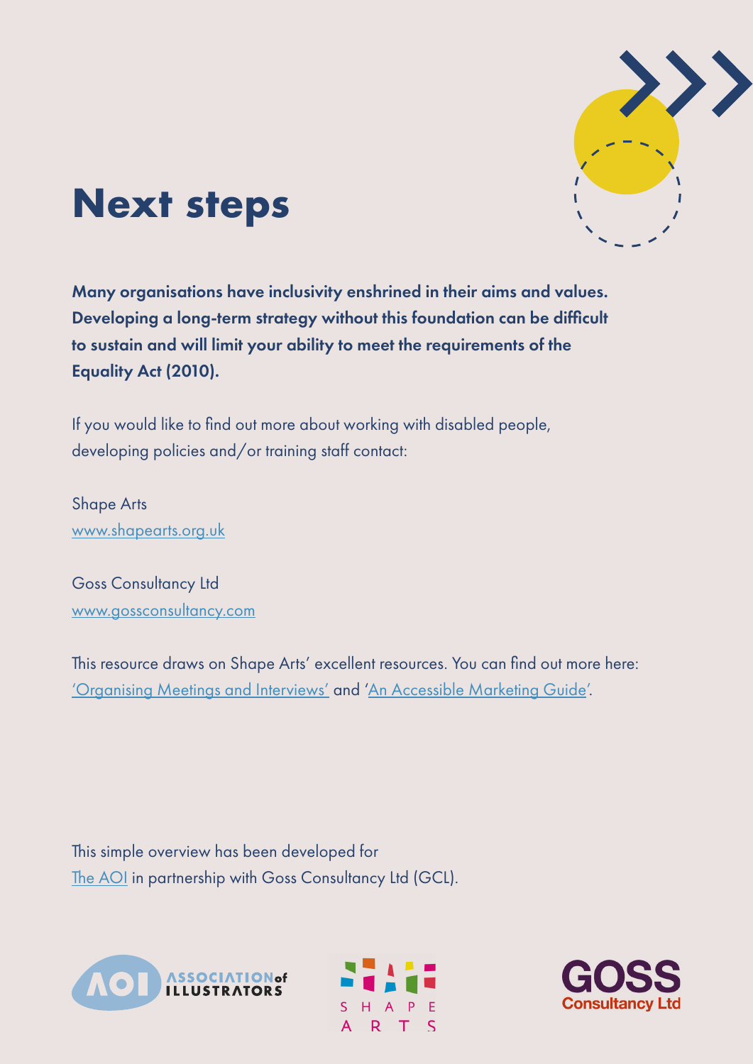# Next steps

**Many organisations have inclusivity enshrined in their aims and values. Developing a long-term strategy without this foundation can be difficult to sustain and will limit your ability to meet the requirements of the Equality Act (2010).**

If you would like to find out more about working with disabled people, developing policies and/or training staff contact:

Shape Arts
www.shapearts.org.uk

Goss Consultancy Ltd
www.gossconsultancy.com

This resource draws on Shape Arts' excellent resources. You can find out more here: 'Organising Meetings and Interviews' and 'An Accessible Marketing Guide'.

This simple overview has been developed for The AOI in partnership with Goss Consultancy Ltd (GCL).